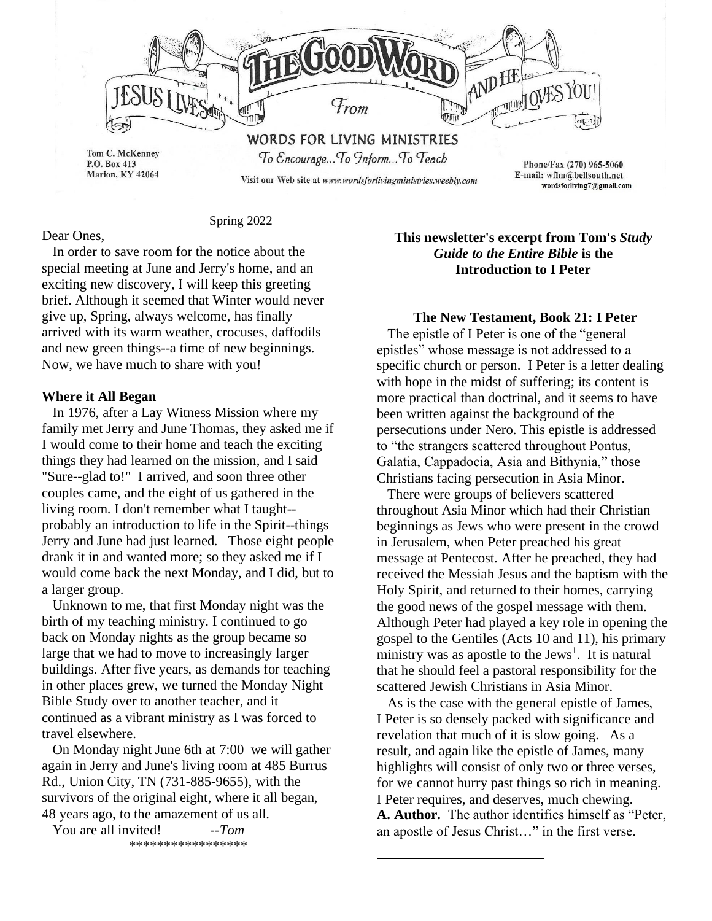# THE GOOD WORD

JESUS LIVES... *From* AND HE LOVES YOU!

**WORDS FOR LIVING MINISTRIES**

*To Encourage...To Inform...To Teach*

Tom C. McKenney
P.O. Box 413
Marion, KY 42064

Visit our Web site at *www.wordsforlivingministries.weebly.com*

Phone/Fax (270) 965-5060
E-mail: wflm@bellsouth.net
wordsforliving7@gmail.com

Spring 2022

Dear Ones,

In order to save room for the notice about the special meeting at June and Jerry's home, and an exciting new discovery, I will keep this greeting brief. Although it seemed that Winter would never give up, Spring, always welcome, has finally arrived with its warm weather, crocuses, daffodils and new green things--a time of new beginnings. Now, we have much to share with you!

**Where it All Began**

In 1976, after a Lay Witness Mission where my family met Jerry and June Thomas, they asked me if I would come to their home and teach the exciting things they had learned on the mission, and I said "Sure--glad to!" I arrived, and soon three other couples came, and the eight of us gathered in the living room. I don't remember what I taught--probably an introduction to life in the Spirit--things Jerry and June had just learned. Those eight people drank it in and wanted more; so they asked me if I would come back the next Monday, and I did, but to a larger group.

Unknown to me, that first Monday night was the birth of my teaching ministry. I continued to go back on Monday nights as the group became so large that we had to move to increasingly larger buildings. After five years, as demands for teaching in other places grew, we turned the Monday Night Bible Study over to another teacher, and it continued as a vibrant ministry as I was forced to travel elsewhere.

On Monday night June 6th at 7:00 we will gather again in Jerry and June's living room at 485 Burrus Rd., Union City, TN (731-885-9655), with the survivors of the original eight, where it all began, 48 years ago, to the amazement of us all.

You are all invited! --*Tom*

\*\*\*\*\*\*\*\*\*\*\*\*\*\*\*\*\*

**This newsletter's excerpt from Tom's *Study Guide to the Entire Bible* is the Introduction to I Peter**

**The New Testament, Book 21: I Peter**

The epistle of I Peter is one of the "general epistles" whose message is not addressed to a specific church or person. I Peter is a letter dealing with hope in the midst of suffering; its content is more practical than doctrinal, and it seems to have been written against the background of the persecutions under Nero. This epistle is addressed to "the strangers scattered throughout Pontus, Galatia, Cappadocia, Asia and Bithynia," those Christians facing persecution in Asia Minor.

There were groups of believers scattered throughout Asia Minor which had their Christian beginnings as Jews who were present in the crowd in Jerusalem, when Peter preached his great message at Pentecost. After he preached, they had received the Messiah Jesus and the baptism with the Holy Spirit, and returned to their homes, carrying the good news of the gospel message with them. Although Peter had played a key role in opening the gospel to the Gentiles (Acts 10 and 11), his primary ministry was as apostle to the Jews[1]. It is natural that he should feel a pastoral responsibility for the scattered Jewish Christians in Asia Minor.

As is the case with the general epistle of James, I Peter is so densely packed with significance and revelation that much of it is slow going. As a result, and again like the epistle of James, many highlights will consist of only two or three verses, for we cannot hurry past things so rich in meaning. I Peter requires, and deserves, much chewing.

**A. Author.** The author identifies himself as "Peter, an apostle of Jesus Christ…" in the first verse.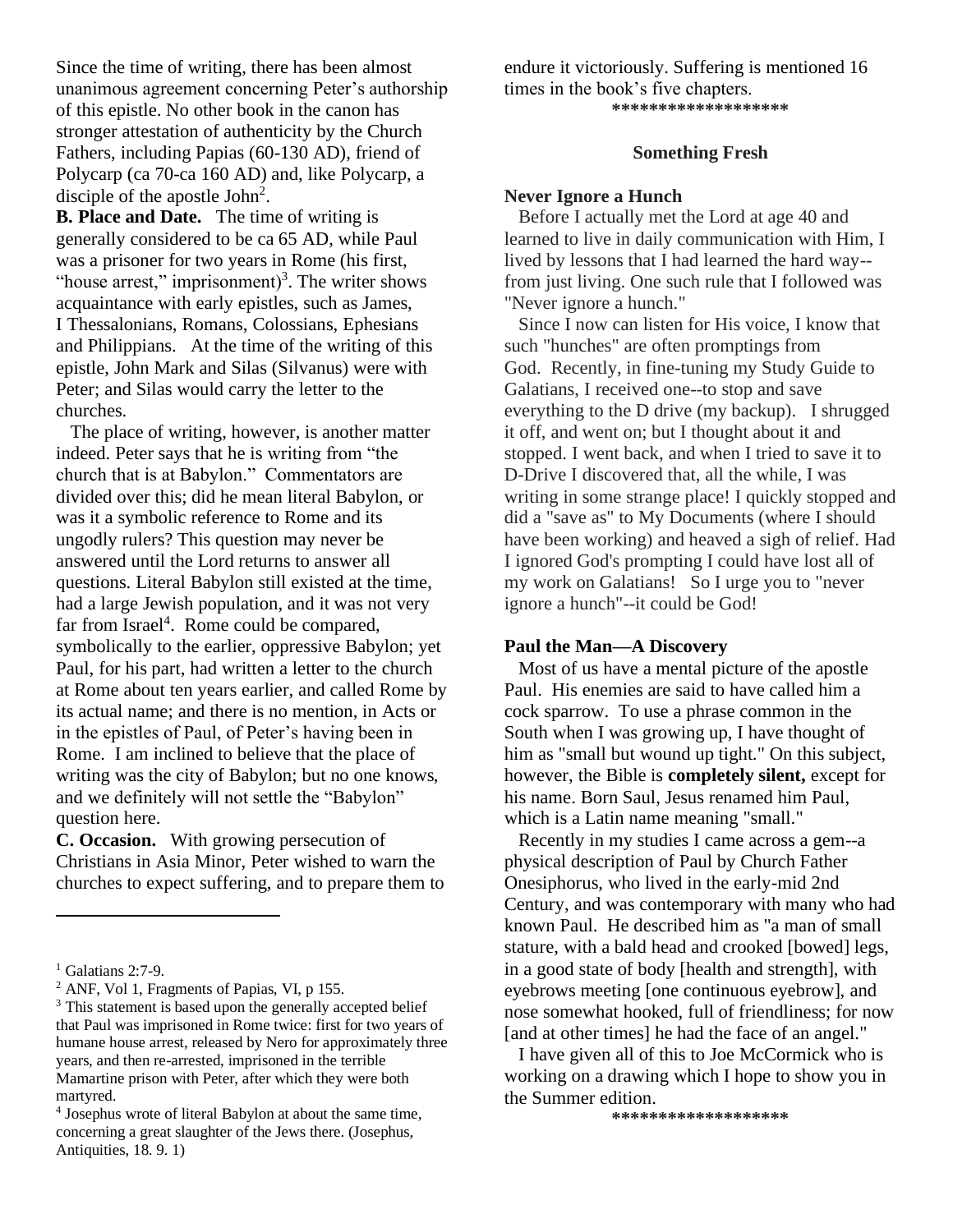Since the time of writing, there has been almost unanimous agreement concerning Peter's authorship of this epistle. No other book in the canon has stronger attestation of authenticity by the Church Fathers, including Papias (60-130 AD), friend of Polycarp (ca 70-ca 160 AD) and, like Polycarp, a disciple of the apostle John[2].

**B. Place and Date.** The time of writing is generally considered to be ca 65 AD, while Paul was a prisoner for two years in Rome (his first, "house arrest," imprisonment)[3]. The writer shows acquaintance with early epistles, such as James, I Thessalonians, Romans, Colossians, Ephesians and Philippians. At the time of the writing of this epistle, John Mark and Silas (Silvanus) were with Peter; and Silas would carry the letter to the churches.

The place of writing, however, is another matter indeed. Peter says that he is writing from "the church that is at Babylon." Commentators are divided over this; did he mean literal Babylon, or was it a symbolic reference to Rome and its ungodly rulers? This question may never be answered until the Lord returns to answer all questions. Literal Babylon still existed at the time, had a large Jewish population, and it was not very far from Israel[4]. Rome could be compared, symbolically to the earlier, oppressive Babylon; yet Paul, for his part, had written a letter to the church at Rome about ten years earlier, and called Rome by its actual name; and there is no mention, in Acts or in the epistles of Paul, of Peter's having been in Rome. I am inclined to believe that the place of writing was the city of Babylon; but no one knows, and we definitely will not settle the "Babylon" question here.

**C. Occasion.** With growing persecution of Christians in Asia Minor, Peter wished to warn the churches to expect suffering, and to prepare them to endure it victoriously. Suffering is mentioned 16 times in the book's five chapters.

\*\*\*\*\*\*\*\*\*\*\*\*\*\*\*\*\*\*\*

### Something Fresh

**Never Ignore a Hunch**

Before I actually met the Lord at age 40 and learned to live in daily communication with Him, I lived by lessons that I had learned the hard way--from just living. One such rule that I followed was "Never ignore a hunch."

Since I now can listen for His voice, I know that such "hunches" are often promptings from God. Recently, in fine-tuning my Study Guide to Galatians, I received one--to stop and save everything to the D drive (my backup). I shrugged it off, and went on; but I thought about it and stopped. I went back, and when I tried to save it to D-Drive I discovered that, all the while, I was writing in some strange place! I quickly stopped and did a "save as" to My Documents (where I should have been working) and heaved a sigh of relief. Had I ignored God's prompting I could have lost all of my work on Galatians! So I urge you to "never ignore a hunch"--it could be God!

**Paul the Man—A Discovery**

Most of us have a mental picture of the apostle Paul. His enemies are said to have called him a cock sparrow. To use a phrase common in the South when I was growing up, I have thought of him as "small but wound up tight." On this subject, however, the Bible is **completely silent,** except for his name. Born Saul, Jesus renamed him Paul, which is a Latin name meaning "small."

Recently in my studies I came across a gem--a physical description of Paul by Church Father Onesiphorus, who lived in the early-mid 2nd Century, and was contemporary with many who had known Paul. He described him as "a man of small stature, with a bald head and crooked [bowed] legs, in a good state of body [health and strength], with eyebrows meeting [one continuous eyebrow], and nose somewhat hooked, full of friendliness; for now [and at other times] he had the face of an angel."

I have given all of this to Joe McCormick who is working on a drawing which I hope to show you in the Summer edition.

\*\*\*\*\*\*\*\*\*\*\*\*\*\*\*\*\*\*\*

---

[1] Galatians 2:7-9.

[2] ANF, Vol 1, Fragments of Papias, VI, p 155.

[3] This statement is based upon the generally accepted belief that Paul was imprisoned in Rome twice: first for two years of humane house arrest, released by Nero for approximately three years, and then re-arrested, imprisoned in the terrible Mamartine prison with Peter, after which they were both martyred.

[4] Josephus wrote of literal Babylon at about the same time, concerning a great slaughter of the Jews there. (Josephus, Antiquities, 18. 9. 1)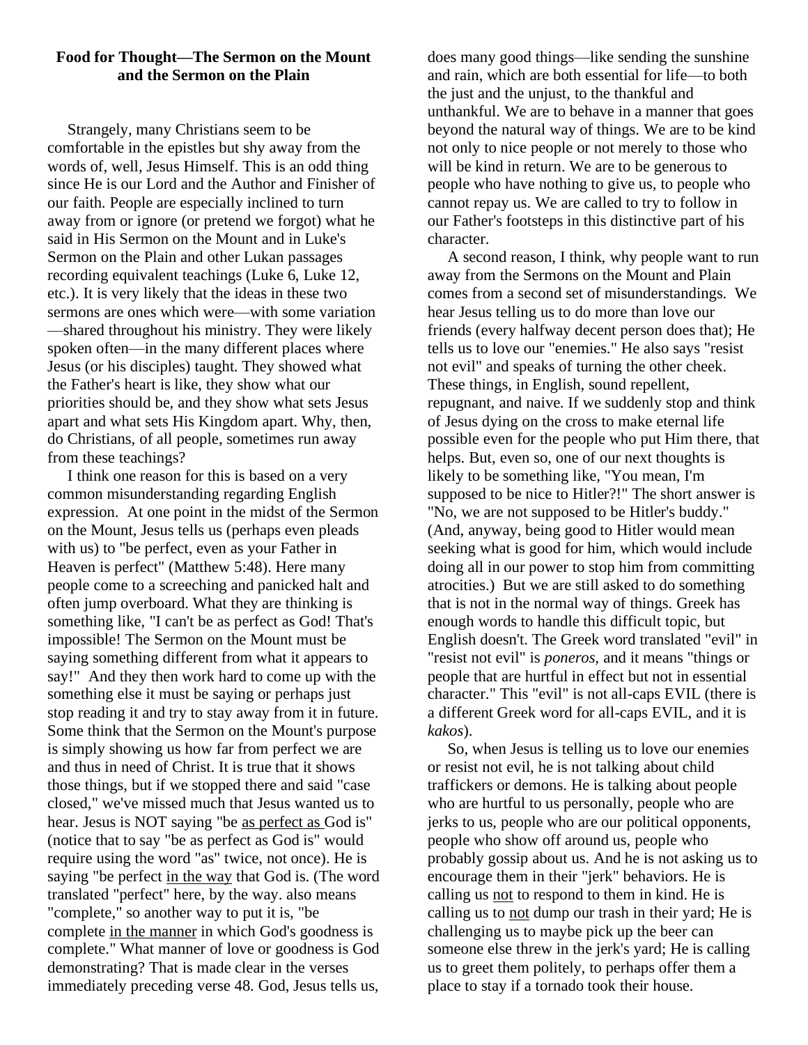**Food for Thought—The Sermon on the Mount and the Sermon on the Plain**

Strangely, many Christians seem to be comfortable in the epistles but shy away from the words of, well, Jesus Himself. This is an odd thing since He is our Lord and the Author and Finisher of our faith. People are especially inclined to turn away from or ignore (or pretend we forgot) what he said in His Sermon on the Mount and in Luke's Sermon on the Plain and other Lukan passages recording equivalent teachings (Luke 6, Luke 12, etc.). It is very likely that the ideas in these two sermons are ones which were—with some variation—shared throughout his ministry. They were likely spoken often—in the many different places where Jesus (or his disciples) taught. They showed what the Father's heart is like, they show what our priorities should be, and they show what sets Jesus apart and what sets His Kingdom apart. Why, then, do Christians, of all people, sometimes run away from these teachings?

I think one reason for this is based on a very common misunderstanding regarding English expression. At one point in the midst of the Sermon on the Mount, Jesus tells us (perhaps even pleads with us) to "be perfect, even as your Father in Heaven is perfect" (Matthew 5:48). Here many people come to a screeching and panicked halt and often jump overboard. What they are thinking is something like, "I can't be as perfect as God! That's impossible! The Sermon on the Mount must be saying something different from what it appears to say!" And they then work hard to come up with the something else it must be saying or perhaps just stop reading it and try to stay away from it in future. Some think that the Sermon on the Mount's purpose is simply showing us how far from perfect we are and thus in need of Christ. It is true that it shows those things, but if we stopped there and said "case closed," we've missed much that Jesus wanted us to hear. Jesus is NOT saying "be as perfect as God is" (notice that to say "be as perfect as God is" would require using the word "as" twice, not once). He is saying "be perfect in the way that God is. (The word translated "perfect" here, by the way. also means "complete," so another way to put it is, "be complete in the manner in which God's goodness is complete." What manner of love or goodness is God demonstrating? That is made clear in the verses immediately preceding verse 48. God, Jesus tells us, does many good things—like sending the sunshine and rain, which are both essential for life—to both the just and the unjust, to the thankful and unthankful. We are to behave in a manner that goes beyond the natural way of things. We are to be kind not only to nice people or not merely to those who will be kind in return. We are to be generous to people who have nothing to give us, to people who cannot repay us. We are called to try to follow in our Father's footsteps in this distinctive part of his character.

A second reason, I think, why people want to run away from the Sermons on the Mount and Plain comes from a second set of misunderstandings. We hear Jesus telling us to do more than love our friends (every halfway decent person does that); He tells us to love our "enemies." He also says "resist not evil" and speaks of turning the other cheek. These things, in English, sound repellent, repugnant, and naive. If we suddenly stop and think of Jesus dying on the cross to make eternal life possible even for the people who put Him there, that helps. But, even so, one of our next thoughts is likely to be something like, "You mean, I'm supposed to be nice to Hitler?!" The short answer is "No, we are not supposed to be Hitler's buddy." (And, anyway, being good to Hitler would mean seeking what is good for him, which would include doing all in our power to stop him from committing atrocities.) But we are still asked to do something that is not in the normal way of things. Greek has enough words to handle this difficult topic, but English doesn't. The Greek word translated "evil" in "resist not evil" is *poneros,* and it means "things or people that are hurtful in effect but not in essential character." This "evil" is not all-caps EVIL (there is a different Greek word for all-caps EVIL, and it is *kakos*).

So, when Jesus is telling us to love our enemies or resist not evil, he is not talking about child traffickers or demons. He is talking about people who are hurtful to us personally, people who are jerks to us, people who are our political opponents, people who show off around us, people who probably gossip about us. And he is not asking us to encourage them in their "jerk" behaviors. He is calling us not to respond to them in kind. He is calling us to not dump our trash in their yard; He is challenging us to maybe pick up the beer can someone else threw in the jerk's yard; He is calling us to greet them politely, to perhaps offer them a place to stay if a tornado took their house.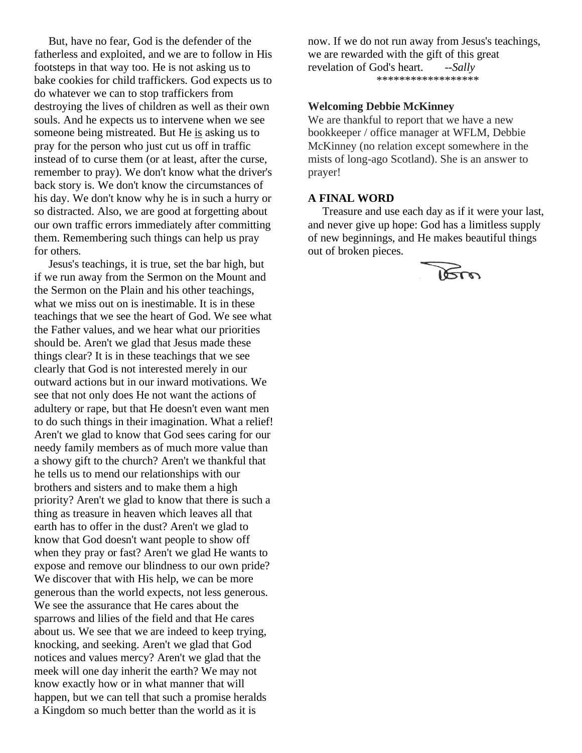But, have no fear, God is the defender of the fatherless and exploited, and we are to follow in His footsteps in that way too. He is not asking us to bake cookies for child traffickers. God expects us to do whatever we can to stop traffickers from destroying the lives of children as well as their own souls. And he expects us to intervene when we see someone being mistreated. But He <u>is</u> asking us to pray for the person who just cut us off in traffic instead of to curse them (or at least, after the curse, remember to pray). We don't know what the driver's back story is. We don't know the circumstances of his day. We don't know why he is in such a hurry or so distracted. Also, we are good at forgetting about our own traffic errors immediately after committing them. Remembering such things can help us pray for others.

Jesus's teachings, it is true, set the bar high, but if we run away from the Sermon on the Mount and the Sermon on the Plain and his other teachings, what we miss out on is inestimable. It is in these teachings that we see the heart of God. We see what the Father values, and we hear what our priorities should be. Aren't we glad that Jesus made these things clear? It is in these teachings that we see clearly that God is not interested merely in our outward actions but in our inward motivations. We see that not only does He not want the actions of adultery or rape, but that He doesn't even want men to do such things in their imagination. What a relief! Aren't we glad to know that God sees caring for our needy family members as of much more value than a showy gift to the church? Aren't we thankful that he tells us to mend our relationships with our brothers and sisters and to make them a high priority? Aren't we glad to know that there is such a thing as treasure in heaven which leaves all that earth has to offer in the dust? Aren't we glad to know that God doesn't want people to show off when they pray or fast? Aren't we glad He wants to expose and remove our blindness to our own pride? We discover that with His help, we can be more generous than the world expects, not less generous. We see the assurance that He cares about the sparrows and lilies of the field and that He cares about us. We see that we are indeed to keep trying, knocking, and seeking. Aren't we glad that God notices and values mercy? Aren't we glad that the meek will one day inherit the earth? We may not know exactly how or in what manner that will happen, but we can tell that such a promise heralds a Kingdom so much better than the world as it is now. If we do not run away from Jesus's teachings, we are rewarded with the gift of this great revelation of God's heart. *--Sally*

******************

**Welcoming Debbie McKinney**

We are thankful to report that we have a new bookkeeper / office manager at WFLM, Debbie McKinney (no relation except somewhere in the mists of long-ago Scotland). She is an answer to prayer!

**A FINAL WORD**

Treasure and use each day as if it were your last, and never give up hope: God has a limitless supply of new beginnings, and He makes beautiful things out of broken pieces.

Dorn